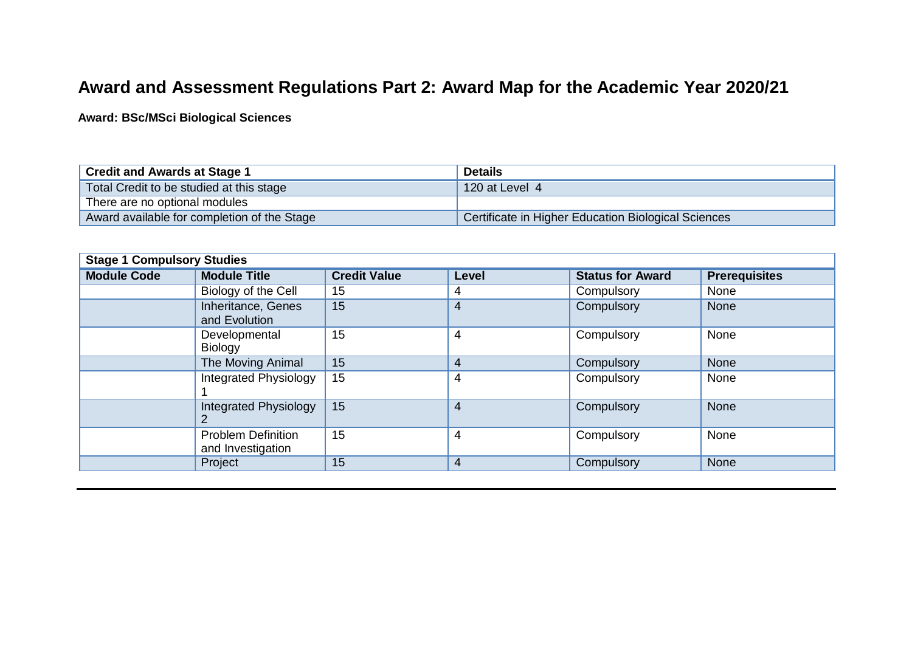# Award and Assessment Regulations Part 2: Award Map for the Academic Year 2020/21

**Award: BSc/MSci Biological Sciences**

| Credit and Awards at Stage 1 | Details |
|---|---|
| Total Credit to be studied at this stage | 120 at Level 4 |
| There are no optional modules | |
| Award available for completion of the Stage | Certificate in Higher Education Biological Sciences |

| Stage 1 Compulsory Studies | | | | | |
|---|---|---|---|---|---|
| **Module Code** | **Module Title** | **Credit Value** | **Level** | **Status for Award** | **Prerequisites** |
| | Biology of the Cell | 15 | 4 | Compulsory | None |
| | Inheritance, Genes and Evolution | 15 | 4 | Compulsory | None |
| | Developmental Biology | 15 | 4 | Compulsory | None |
| | The Moving Animal | 15 | 4 | Compulsory | None |
| | Integrated Physiology 1 | 15 | 4 | Compulsory | None |
| | Integrated Physiology 2 | 15 | 4 | Compulsory | None |
| | Problem Definition and Investigation | 15 | 4 | Compulsory | None |
| | Project | 15 | 4 | Compulsory | None |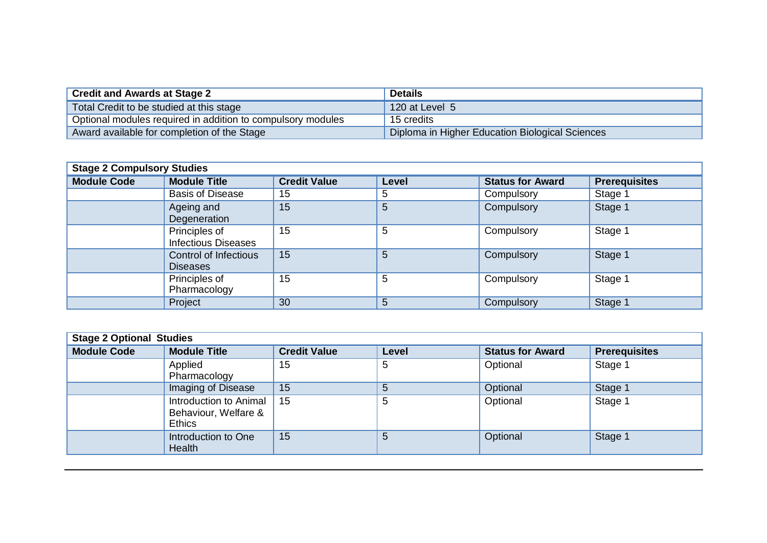| Credit and Awards at Stage 2 | Details |
| --- | --- |
| Total Credit to be studied at this stage | 120 at Level 5 |
| Optional modules required in addition to compulsory modules | 15 credits |
| Award available for completion of the Stage | Diploma in Higher Education Biological Sciences |

| Stage 2 Compulsory Studies | | | | | |
| --- | --- | --- | --- | --- | --- |
| **Module Code** | **Module Title** | **Credit Value** | **Level** | **Status for Award** | **Prerequisites** |
| | Basis of Disease | 15 | 5 | Compulsory | Stage 1 |
| | Ageing and Degeneration | 15 | 5 | Compulsory | Stage 1 |
| | Principles of Infectious Diseases | 15 | 5 | Compulsory | Stage 1 |
| | Control of Infectious Diseases | 15 | 5 | Compulsory | Stage 1 |
| | Principles of Pharmacology | 15 | 5 | Compulsory | Stage 1 |
| | Project | 30 | 5 | Compulsory | Stage 1 |

| Stage 2 Optional Studies | | | | | |
| --- | --- | --- | --- | --- | --- |
| **Module Code** | **Module Title** | **Credit Value** | **Level** | **Status for Award** | **Prerequisites** |
| | Applied Pharmacology | 15 | 5 | Optional | Stage 1 |
| | Imaging of Disease | 15 | 5 | Optional | Stage 1 |
| | Introduction to Animal Behaviour, Welfare & Ethics | 15 | 5 | Optional | Stage 1 |
| | Introduction to One Health | 15 | 5 | Optional | Stage 1 |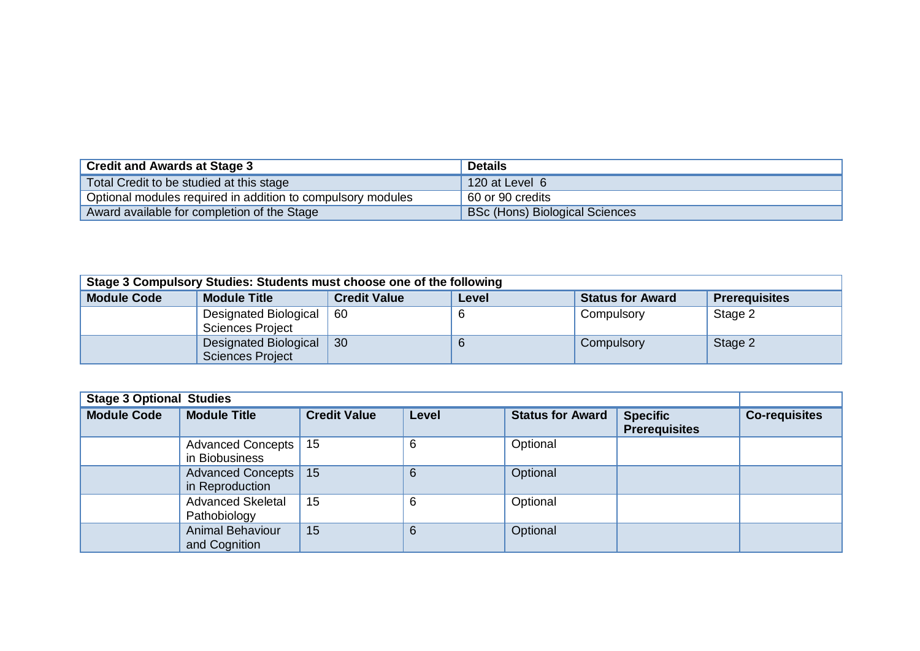| Credit and Awards at Stage 3 | Details |
|---|---|
| Total Credit to be studied at this stage | 120 at Level 6 |
| Optional modules required in addition to compulsory modules | 60 or 90 credits |
| Award available for completion of the Stage | BSc (Hons) Biological Sciences |

| Stage 3 Compulsory Studies: Students must choose one of the following | | | | | |
|---|---|---|---|---|---|
| **Module Code** | **Module Title** | **Credit Value** | **Level** | **Status for Award** | **Prerequisites** |
| | Designated Biological Sciences Project | 60 | 6 | Compulsory | Stage 2 |
| | Designated Biological Sciences Project | 30 | 6 | Compulsory | Stage 2 |

| Stage 3 Optional Studies | | | | | | |
|---|---|---|---|---|---|---|
| **Module Code** | **Module Title** | **Credit Value** | **Level** | **Status for Award** | **Specific Prerequisites** | **Co-requisites** |
| | Advanced Concepts in Biobusiness | 15 | 6 | Optional | | |
| | Advanced Concepts in Reproduction | 15 | 6 | Optional | | |
| | Advanced Skeletal Pathobiology | 15 | 6 | Optional | | |
| | Animal Behaviour and Cognition | 15 | 6 | Optional | | |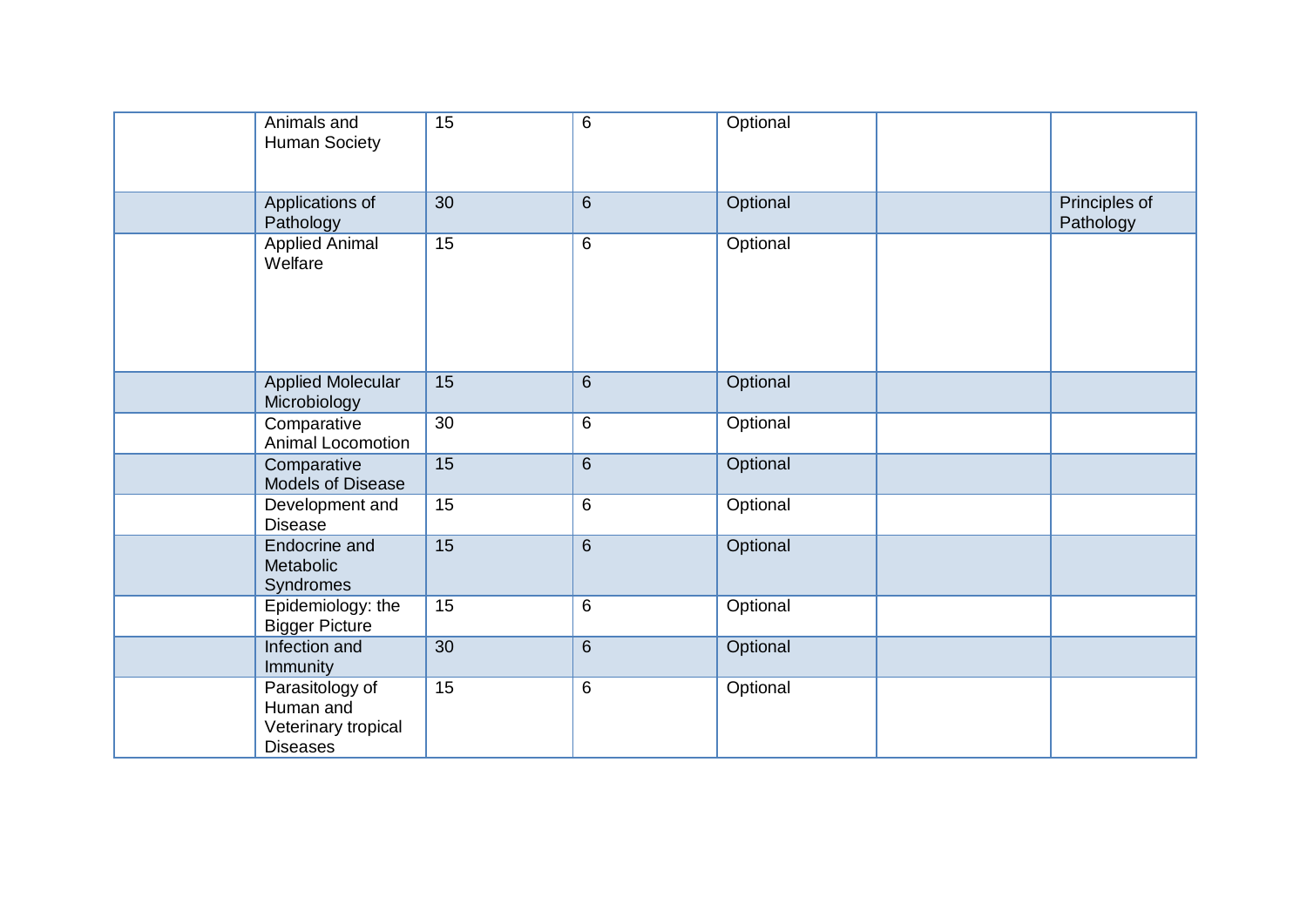| | | | | | | |
|---|---|---|---|---|---|---|
| | Animals and Human Society | 15 | 6 | Optional | | |
| | Applications of Pathology | 30 | 6 | Optional | | Principles of Pathology |
| | Applied Animal Welfare | 15 | 6 | Optional | | |
| | Applied Molecular Microbiology | 15 | 6 | Optional | | |
| | Comparative Animal Locomotion | 30 | 6 | Optional | | |
| | Comparative Models of Disease | 15 | 6 | Optional | | |
| | Development and Disease | 15 | 6 | Optional | | |
| | Endocrine and Metabolic Syndromes | 15 | 6 | Optional | | |
| | Epidemiology: the Bigger Picture | 15 | 6 | Optional | | |
| | Infection and Immunity | 30 | 6 | Optional | | |
| | Parasitology of Human and Veterinary tropical Diseases | 15 | 6 | Optional | | |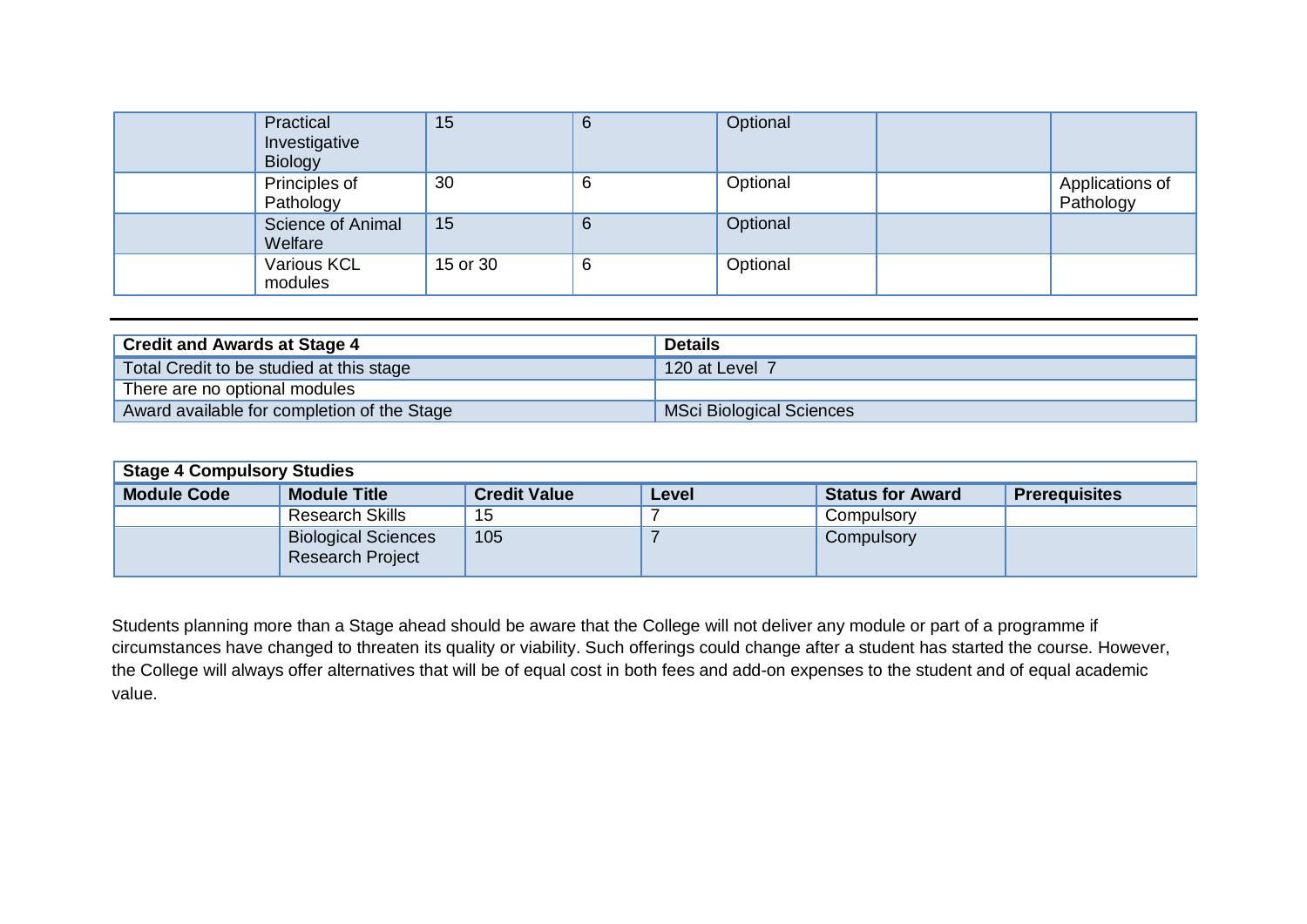| | | | | | | |
|---|---|---|---|---|---|---|
| | Practical Investigative Biology | 15 | 6 | Optional | | |
| | Principles of Pathology | 30 | 6 | Optional | | Applications of Pathology |
| | Science of Animal Welfare | 15 | 6 | Optional | | |
| | Various KCL modules | 15 or 30 | 6 | Optional | | |

---

| Credit and Awards at Stage 4 | Details |
|---|---|
| Total Credit to be studied at this stage | 120 at Level 7 |
| There are no optional modules | |
| Award available for completion of the Stage | MSci Biological Sciences |

| Stage 4 Compulsory Studies | | | | | |
|---|---|---|---|---|---|
| **Module Code** | **Module Title** | **Credit Value** | **Level** | **Status for Award** | **Prerequisites** |
| | Research Skills | 15 | 7 | Compulsory | |
| | Biological Sciences Research Project | 105 | 7 | Compulsory | |

Students planning more than a Stage ahead should be aware that the College will not deliver any module or part of a programme if circumstances have changed to threaten its quality or viability. Such offerings could change after a student has started the course. However, the College will always offer alternatives that will be of equal cost in both fees and add-on expenses to the student and of equal academic value.